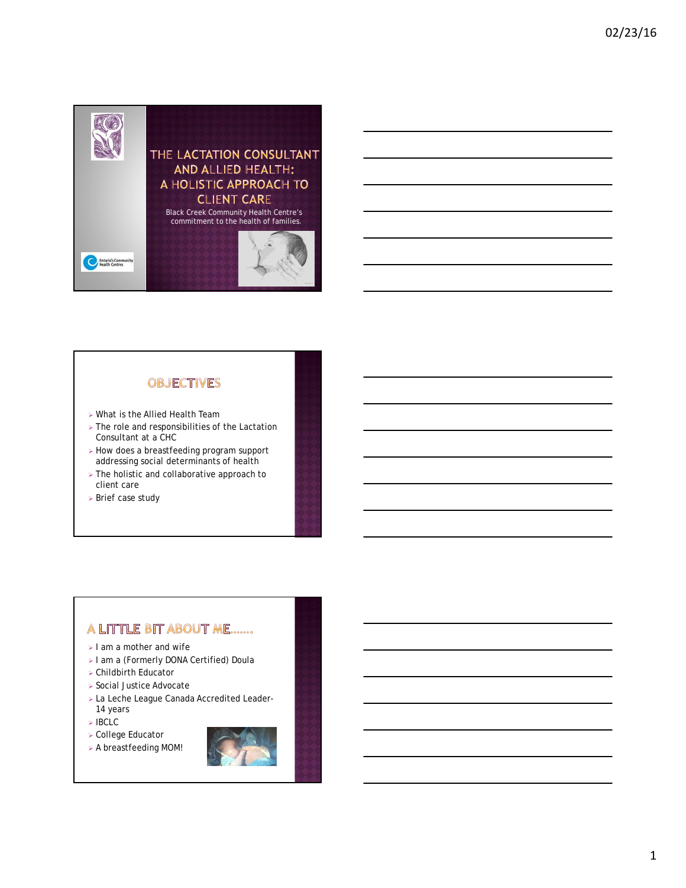# THE LACTATION CONSULTANT AND ALLIED HEALTH: A HOLISTIC APPROACH TO CLIENT CARE

Black Creek Community Health Centre's commitment to the health of families.

## OBJECTIVES

- What is the Allied Health Team
- The role and responsibilities of the Lactation Consultant at a CHC
- How does a breastfeeding program support addressing social determinants of health
- The holistic and collaborative approach to client care
- Brief case study

## A LITTLE BIT ABOUT ME……

- I am a mother and wife
- I am a (Formerly DONA Certified) Doula
- Childbirth Educator
- Social Justice Advocate
- La Leche League Canada Accredited Leader- 14 years
- IBCLC
- College Educator
- A breastfeeding MOM!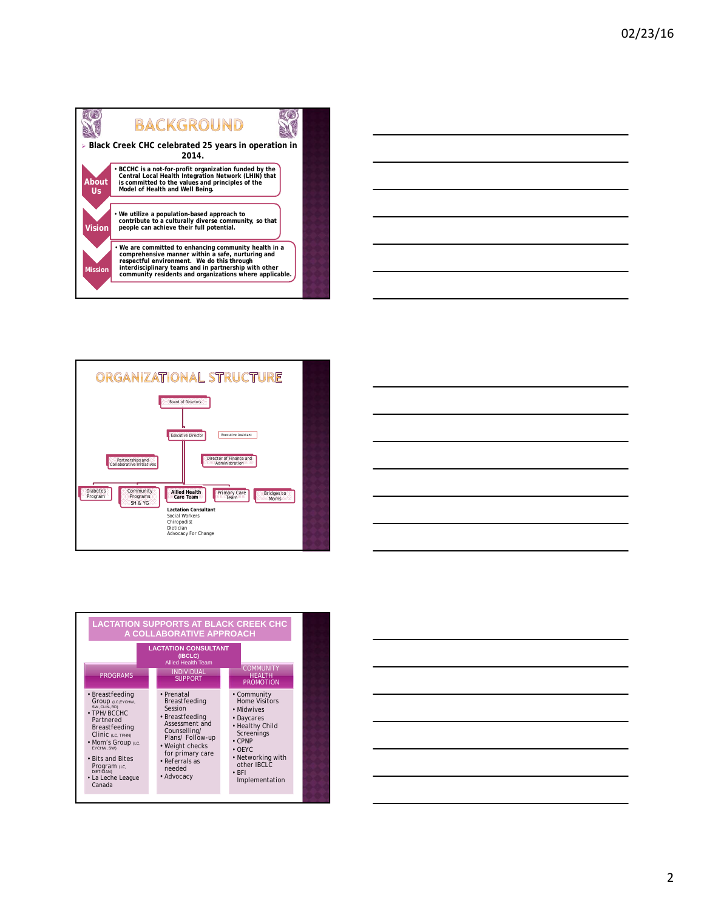# BACKGROUND

- Black Creek CHC celebrated 25 years in operation in 2014.

**About Us**

- BCCHC is a not-for-profit organization funded by the Central Local Health Integration Network (LHIN) that is committed to the values and principles of the Model of Health and Well Being.

**Vision**

- We utilize a population-based approach to contribute to a culturally diverse community, so that people can achieve their full potential.

**Mission**

- We are committed to enhancing community health in a comprehensive manner within a safe, nurturing and respectful environment. We do this through interdisciplinary teams and in partnership with other community residents and organizations where applicable.

# ORGANIZATIONAL STRUCTURE

- Board of Directors
  - Executive Director (Executive Assistant)
    - Partnerships and Collaborative Initiatives
    - Director of Finance and Administration
    - Diabetes Program
    - Community Programs SH & YG
    - Allied Health Care Team
      - Lactation Consultant
      - Social Workers
      - Chiropodist
      - Dietician
      - Advocacy For Change
    - Primary Care Team
    - Bridges to Moms

# LACTATION SUPPORTS AT BLACK CREEK CHC A COLLABORATIVE APPROACH

**LACTATION CONSULTANT (IBCLC)**
Allied Health Team

| PROGRAMS | INDIVIDUAL SUPPORT | COMMUNITY HEALTH PROMOTION |
|---|---|---|
| • Breastfeeding Group (LC,EYCHW, SW, CLIN, RD)<br>• TPH/ BCCHC Partnered Breastfeeding Clinic (LC, TPHN)<br>• Mom's Group (LC, EYCHW, SW)<br>• Bits and Bites Program (LC, DIETICIAN)<br>• La Leche League Canada | • Prenatal Breastfeeding Session<br>• Breastfeeding Assessment and Counselling/ Plans/ Follow-up<br>• Weight checks for primary care<br>• Referrals as needed<br>• Advocacy | • Community Home Visitors<br>• Midwives<br>• Daycares<br>• Healthy Child Screenings<br>• CPNP<br>• OEYC<br>• Networking with other IBCLC<br>• BFI Implementation |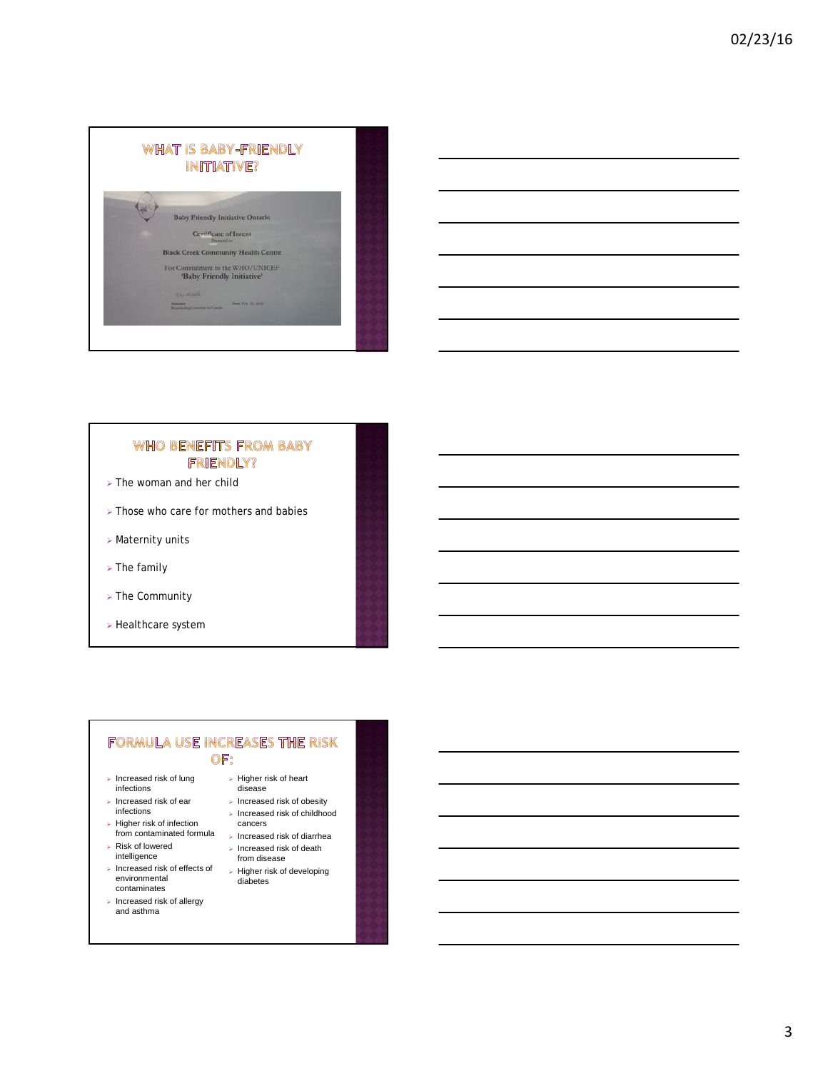## WHAT IS BABY-FRIENDLY INITIATIVE?

Baby Friendly Initiative Ontario

Certificate of Intent

Presented to

Black Creek Community Health Centre

For Commitment to the WHO/UNICEF 'Baby Friendly Initiative'

## WHO BENEFITS FROM BABY FRIENDLY?

- The woman and her child
- Those who care for mothers and babies
- Maternity units
- The family
- The Community
- Healthcare system

## FORMULA USE INCREASES THE RISK OF:

- Increased risk of lung infections
- Increased risk of ear infections
- Higher risk of infection from contaminated formula
- Risk of lowered intelligence
- Increased risk of effects of environmental contaminates
- Increased risk of allergy and asthma
- Higher risk of heart disease
- Increased risk of obesity
- Increased risk of childhood cancers
- Increased risk of diarrhea
- Increased risk of death from disease
- Higher risk of developing diabetes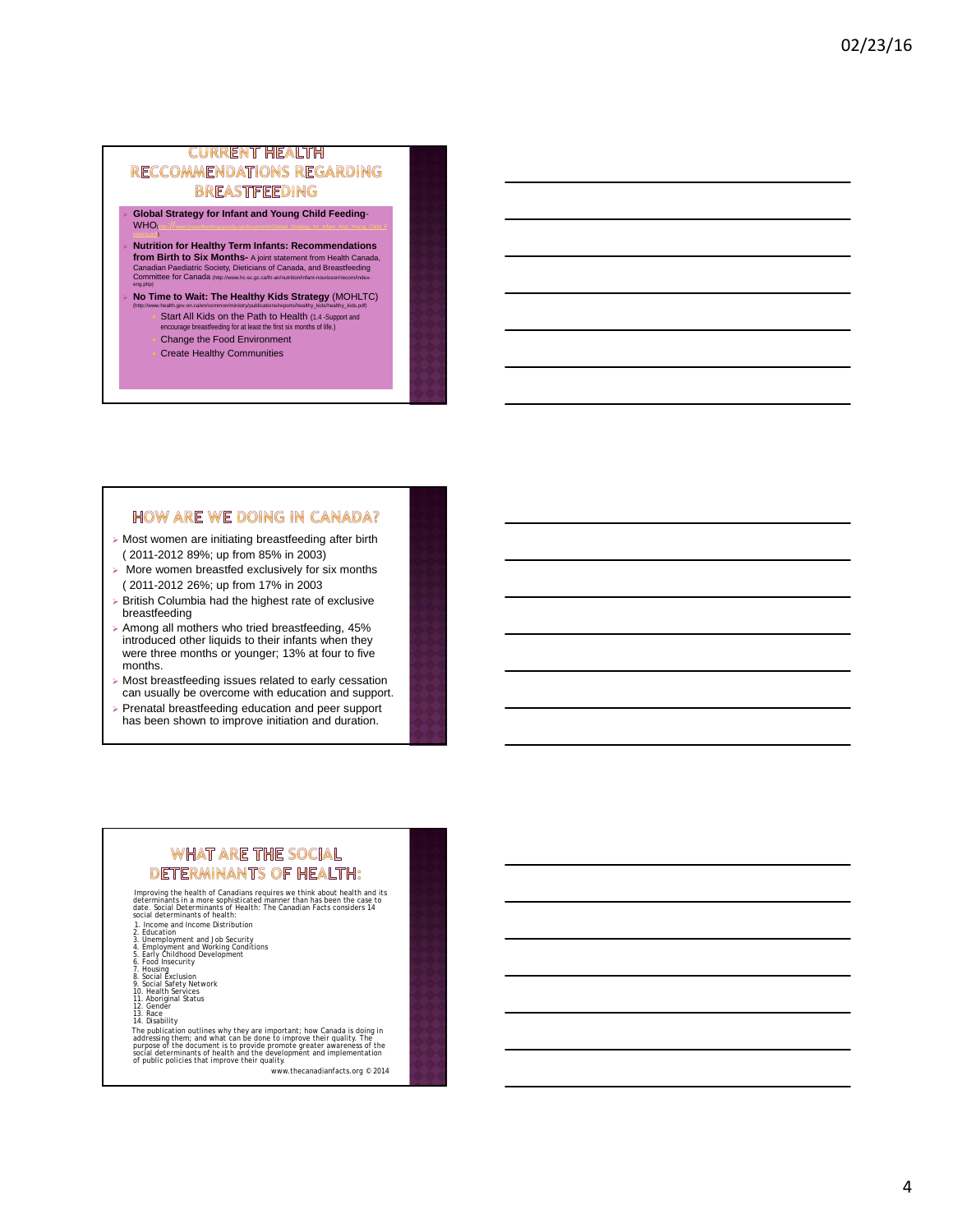## CURRENT HEALTH RECCOMMENDATIONS REGARDING BREASTFEEDING

- **Global Strategy for Infant and Young Child Feeding-** WHO(http://www.breastfeedingcanada.ca/documents/Global_Strategy_for_Infant_And_Young_Child_Feeding.pdf)
- **Nutrition for Healthy Term Infants: Recommendations from Birth to Six Months-** A joint statement from Health Canada, Canadian Paediatric Society, Dieticians of Canada, and Breastfeeding Committee for Canada (http://www.hc-sc.gc.ca/fn-an/nutrition/infant-nourisson/recom/index-eng.php)
- **No Time to Wait: The Healthy Kids Strategy** (MOHLTC) (http://www.health.gov.on.ca/en/common/ministry/publications/reports/healthy_kids/healthy_kids.pdf)
  - Start All Kids on the Path to Health (1.4 -Support and encourage breastfeeding for at least the first six months of life.)
  - Change the Food Environment
  - Create Healthy Communities

## HOW ARE WE DOING IN CANADA?

- Most women are initiating breastfeeding after birth ( 2011-2012 89%; up from 85% in 2003)
- More women breastfed exclusively for six months ( 2011-2012 26%; up from 17% in 2003
- British Columbia had the highest rate of exclusive breastfeeding
- Among all mothers who tried breastfeeding, 45% introduced other liquids to their infants when they were three months or younger; 13% at four to five months.
- Most breastfeeding issues related to early cessation can usually be overcome with education and support.
- Prenatal breastfeeding education and peer support has been shown to improve initiation and duration.

## WHAT ARE THE SOCIAL DETERMINANTS OF HEALTH:

Improving the health of Canadians requires we think about health and its determinants in a more sophisticated manner than has been the case to date. Social Determinants of Health: The Canadian Facts considers 14 social determinants of health:

1. Income and Income Distribution
2. Education
3. Unemployment and Job Security
4. Employment and Working Conditions
5. Early Childhood Development
6. Food Insecurity
7. Housing
8. Social Exclusion
9. Social Safety Network
10. Health Services
11. Aboriginal Status
12. Gender
13. Race
14. Disability

The publication outlines why they are important; how Canada is doing in addressing them; and what can be done to improve their quality. The purpose of the document is to provide promote greater awareness of the social determinants of health and the development and implementation of public policies that improve their quality.

www.thecanadianfacts.org © 2014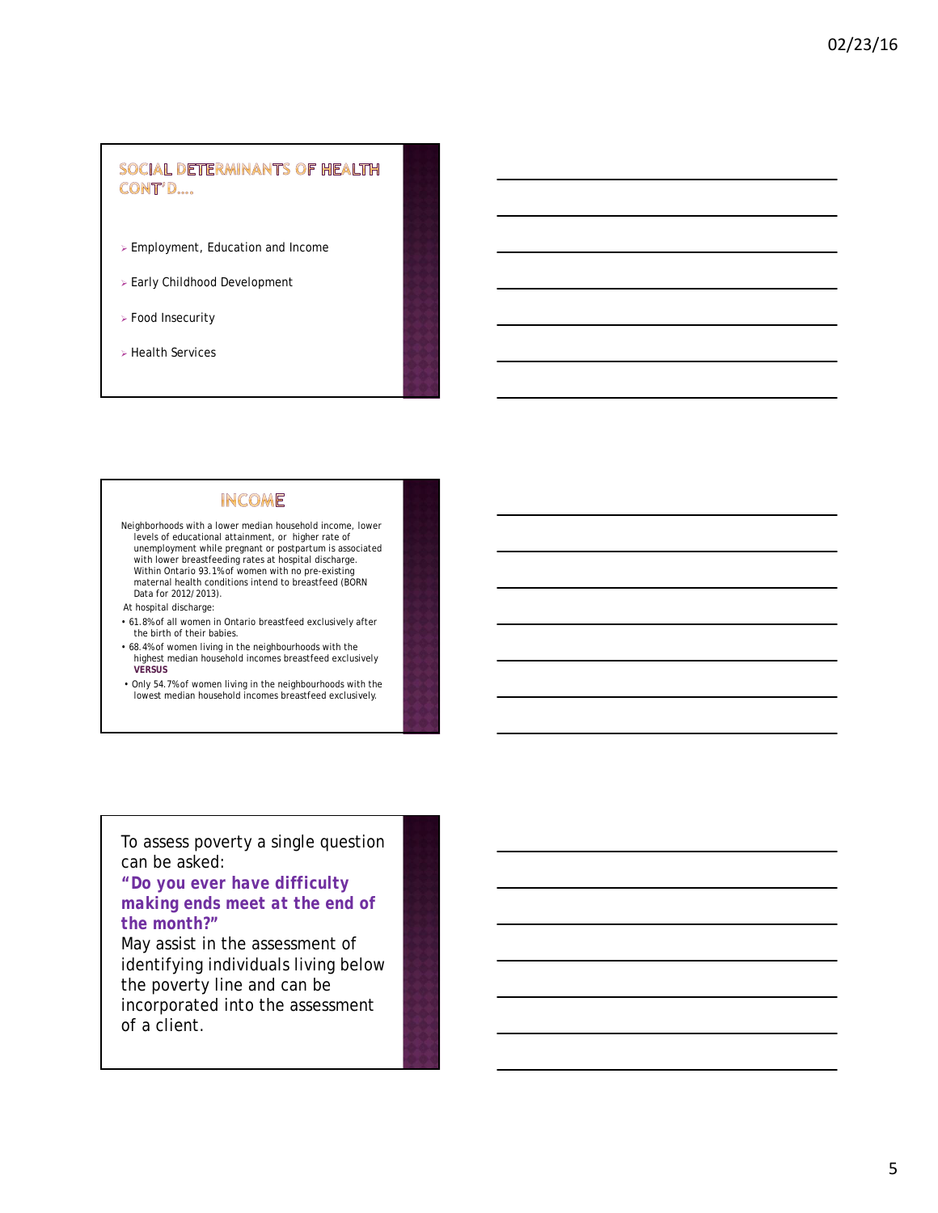## SOCIAL DETERMINANTS OF HEALTH CONT'D....

- Employment, Education and Income
- Early Childhood Development
- Food Insecurity
- Health Services

## INCOME

Neighborhoods with a lower median household income, lower levels of educational attainment, or higher rate of unemployment while pregnant or postpartum is associated with lower breastfeeding rates at hospital discharge. Within Ontario 93.1% of women with no pre-existing maternal health conditions intend to breastfeed (BORN Data for 2012/2013).

At hospital discharge:

- 61.8% of all women in Ontario breastfeed exclusively after the birth of their babies.
- 68.4% of women living in the neighbourhoods with the highest median household incomes breastfeed exclusively **VERSUS**
- Only 54.7% of women living in the neighbourhoods with the lowest median household incomes breastfeed exclusively.

To assess poverty a single question can be asked:

**"Do you ever have difficulty making ends meet at the end of the month?"**

May assist in the assessment of identifying individuals living below the poverty line and can be incorporated into the assessment of a client.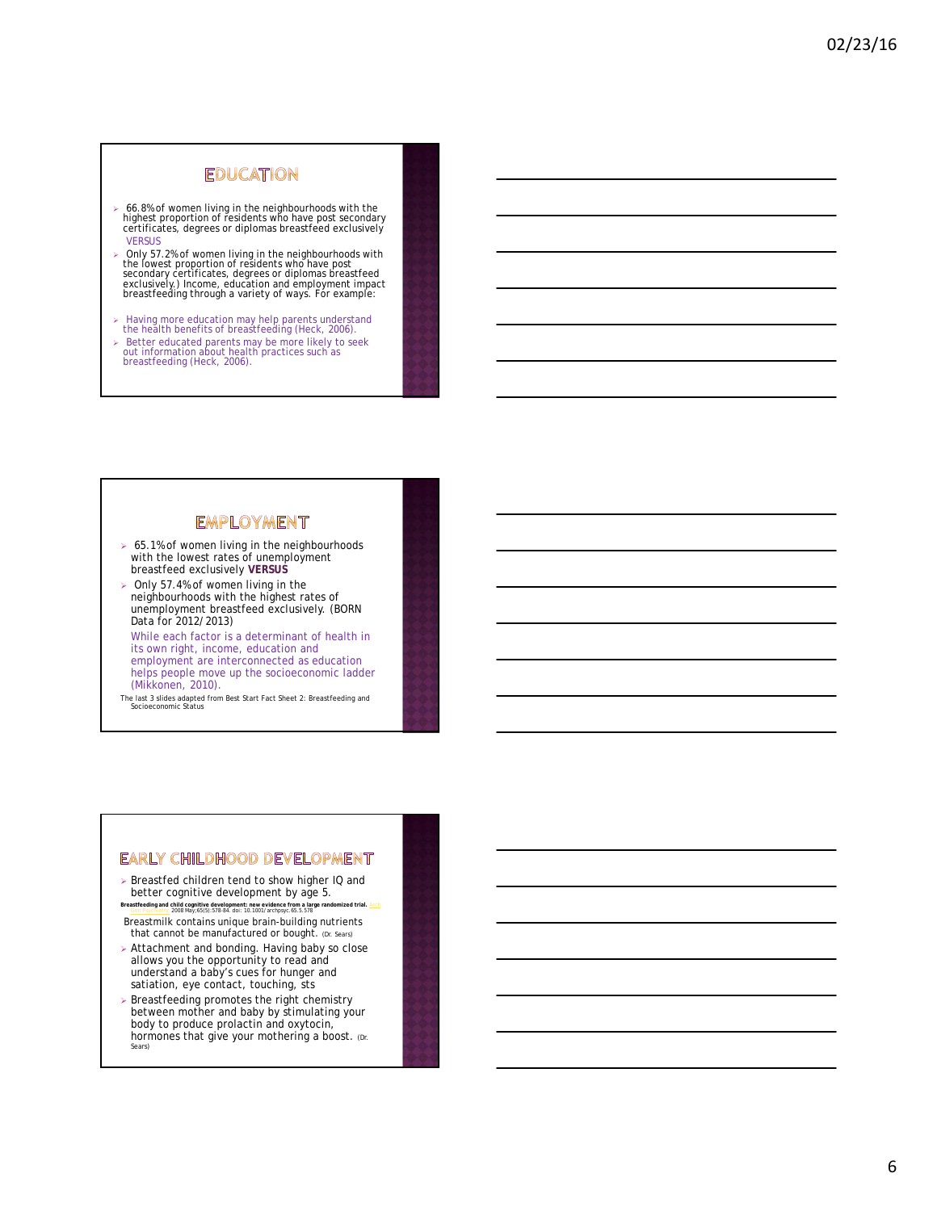# EDUCATION

- 66.8% of women living in the neighbourhoods with the highest proportion of residents who have post secondary certificates, degrees or diplomas breastfeed exclusively VERSUS
- Only 57.2% of women living in the neighbourhoods with the lowest proportion of residents who have post secondary certificates, degrees or diplomas breastfeed exclusively.) Income, education and employment impact breastfeeding through a variety of ways. For example:
- Having more education may help parents understand the health benefits of breastfeeding (Heck, 2006).
- Better educated parents may be more likely to seek out information about health practices such as breastfeeding (Heck, 2006).

# EMPLOYMENT

- 65.1% of women living in the neighbourhoods with the lowest rates of unemployment breastfeed exclusively **VERSUS**
- Only 57.4% of women living in the neighbourhoods with the highest rates of unemployment breastfeed exclusively. (BORN Data for 2012/2013)

While each factor is a determinant of health in its own right, income, education and employment are interconnected as education helps people move up the socioeconomic ladder (Mikkonen, 2010).

The last 3 slides adapted from Best Start Fact Sheet 2: Breastfeeding and Socioeconomic Status

# EARLY CHILDHOOD DEVELOPMENT

- Breastfed children tend to show higher IQ and better cognitive development by age 5.

**Breastfeeding and child cognitive development: new evidence from a large randomized trial.** Arch Gen Psychiatry. 2008 May;65(5):578-84. doi: 10.1001/archpsyc.65.5.578

Breastmilk contains unique brain-building nutrients that cannot be manufactured or bought. (Dr. Sears)

- Attachment and bonding. Having baby so close allows you the opportunity to read and understand a baby's cues for hunger and satiation, eye contact, touching, sts
- Breastfeeding promotes the right chemistry between mother and baby by stimulating your body to produce prolactin and oxytocin, hormones that give your mothering a boost. (Dr. Sears)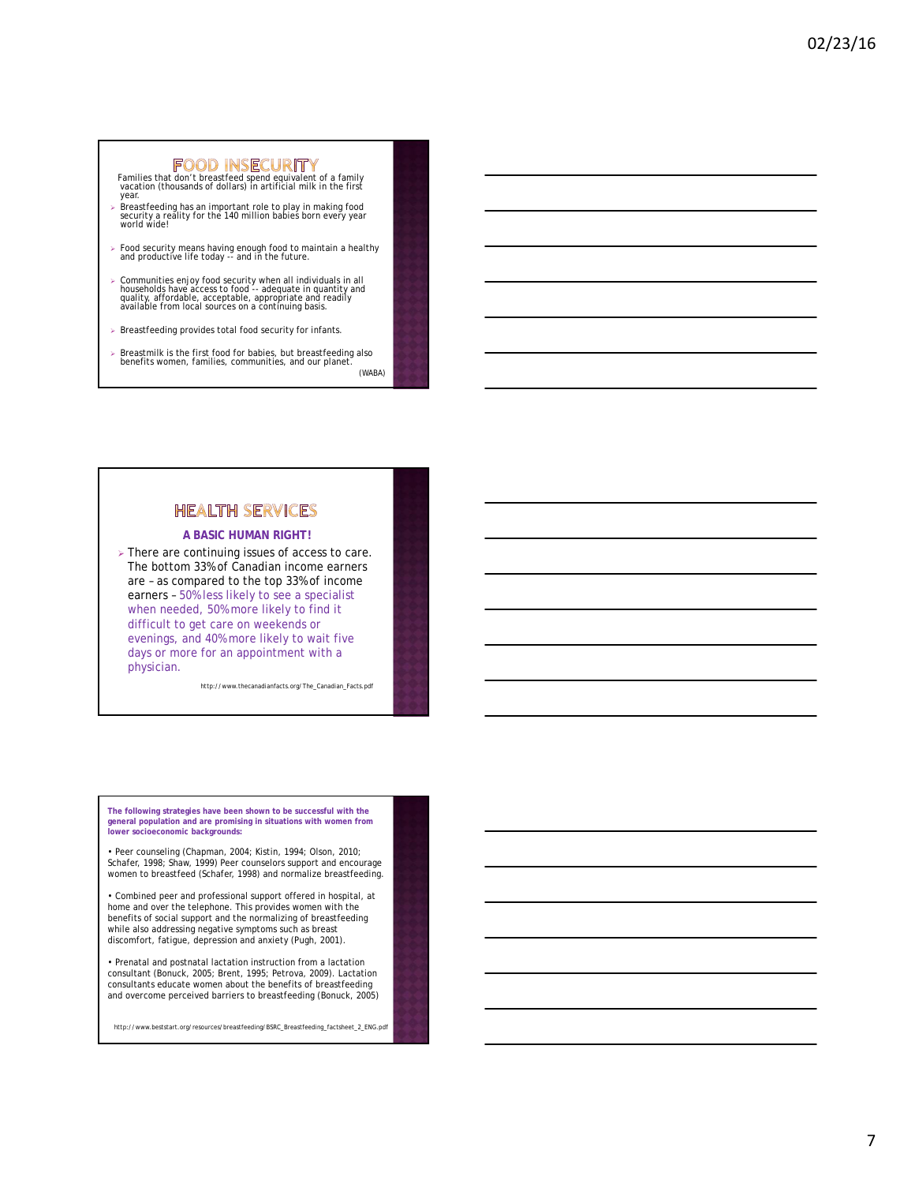## FOOD INSECURITY

Families that don't breastfeed spend equivalent of a family vacation (thousands of dollars) in artificial milk in the first year.

- Breastfeeding has an important role to play in making food security a reality for the 140 million babies born every year world wide!
- Food security means having enough food to maintain a healthy and productive life today -- and in the future.
- Communities enjoy food security when all individuals in all households have access to food -- adequate in quantity and quality, affordable, acceptable, appropriate and readily available from local sources on a continuing basis.
- Breastfeeding provides total food security for infants.
- Breastmilk is the first food for babies, but breastfeeding also benefits women, families, communities, and our planet.

(WABA)

## HEALTH SERVICES

**A BASIC HUMAN RIGHT!**

- There are continuing issues of access to care. The bottom 33% of Canadian income earners are – as compared to the top 33% of income earners – 50% less likely to see a specialist when needed, 50% more likely to find it difficult to get care on weekends or evenings, and 40% more likely to wait five days or more for an appointment with a physician.

http://www.thecanadianfacts.org/The_Canadian_Facts.pdf

**The following strategies have been shown to be successful with the general population and are promising in situations with women from lower socioeconomic backgrounds:**

• Peer counseling (Chapman, 2004; Kistin, 1994; Olson, 2010; Schafer, 1998; Shaw, 1999) Peer counselors support and encourage women to breastfeed (Schafer, 1998) and normalize breastfeeding.

• Combined peer and professional support offered in hospital, at home and over the telephone. This provides women with the benefits of social support and the normalizing of breastfeeding while also addressing negative symptoms such as breast discomfort, fatigue, depression and anxiety (Pugh, 2001).

• Prenatal and postnatal lactation instruction from a lactation consultant (Bonuck, 2005; Brent, 1995; Petrova, 2009). Lactation consultants educate women about the benefits of breastfeeding and overcome perceived barriers to breastfeeding (Bonuck, 2005)

http://www.beststart.org/resources/breastfeeding/BSRC_Breastfeeding_factsheet_2_ENG.pdf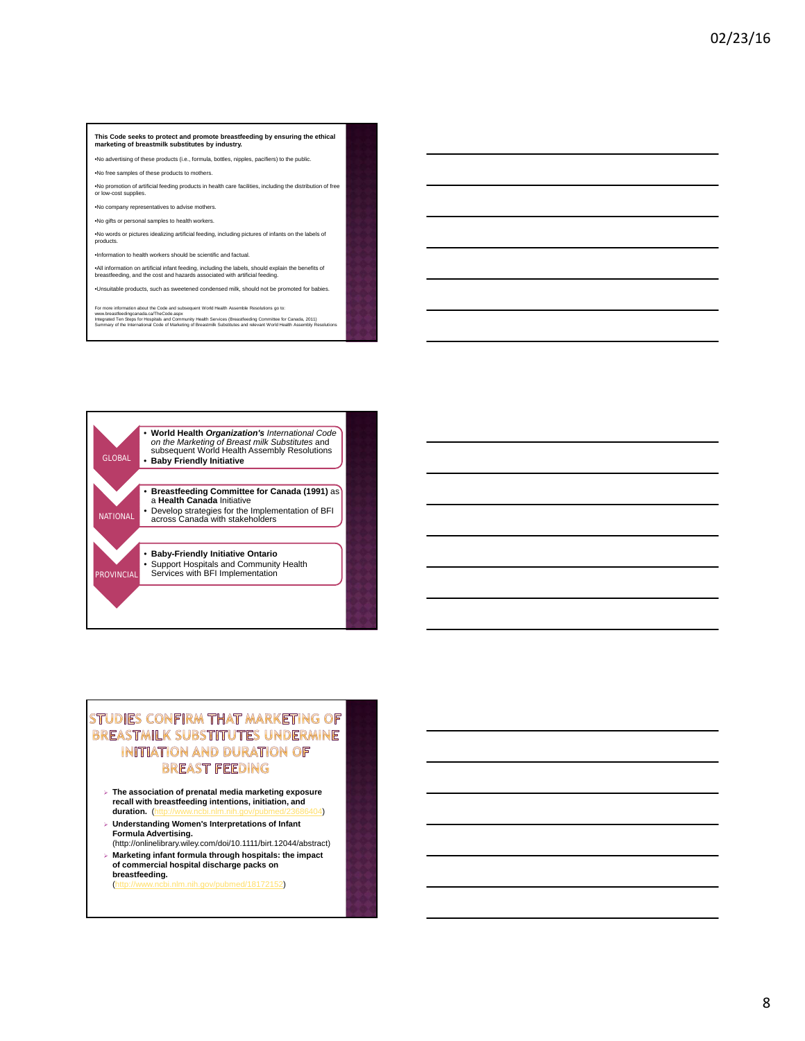**This Code seeks to protect and promote breastfeeding by ensuring the ethical marketing of breastmilk substitutes by industry.**

- No advertising of these products (i.e., formula, bottles, nipples, pacifiers) to the public.
- No free samples of these products to mothers.
- No promotion of artificial feeding products in health care facilities, including the distribution of free or low-cost supplies.
- No company representatives to advise mothers.
- No gifts or personal samples to health workers.
- No words or pictures idealizing artificial feeding, including pictures of infants on the labels of products.
- Information to health workers should be scientific and factual.
- All information on artificial infant feeding, including the labels, should explain the benefits of breastfeeding, and the cost and hazards associated with artificial feeding.
- Unsuitable products, such as sweetened condensed milk, should not be promoted for babies.

For more information about the Code and subsequent World Health Assemble Resolutions go to:
www.breastfeedingcanada.ca/TheCode.aspx
Integrated Ten Steps for Hospitals and Community Health Services (Breastfeeding Committee for Canada, 2011)
Summary of the International Code of Marketing of Breastmilk Substitutes and relevant World Health Assembly Resolutions

---

**GLOBAL**

- **World Health *Organization's*** *International Code on the Marketing of Breast milk Substitutes* and subsequent World Health Assembly Resolutions
- **Baby Friendly Initiative**

**NATIONAL**

- **Breastfeeding Committee for Canada (1991)** as a **Health Canada** Initiative
- Develop strategies for the Implementation of BFI across Canada with stakeholders

**PROVINCIAL**

- **Baby-Friendly Initiative Ontario**
- Support Hospitals and Community Health Services with BFI Implementation

---

## STUDIES CONFIRM THAT MARKETING OF BREASTMILK SUBSTITUTES UNDERMINE INITIATION AND DURATION OF BREAST FEEDING

- **The association of prenatal media marketing exposure recall with breastfeeding intentions, initiation, and duration.** (http://www.ncbi.nlm.nih.gov/pubmed/23686404)
- **Understanding Women's Interpretations of Infant Formula Advertising.** (http://onlinelibrary.wiley.com/doi/10.1111/birt.12044/abstract)
- **Marketing infant formula through hospitals: the impact of commercial hospital discharge packs on breastfeeding.** (http://www.ncbi.nlm.nih.gov/pubmed/18172152)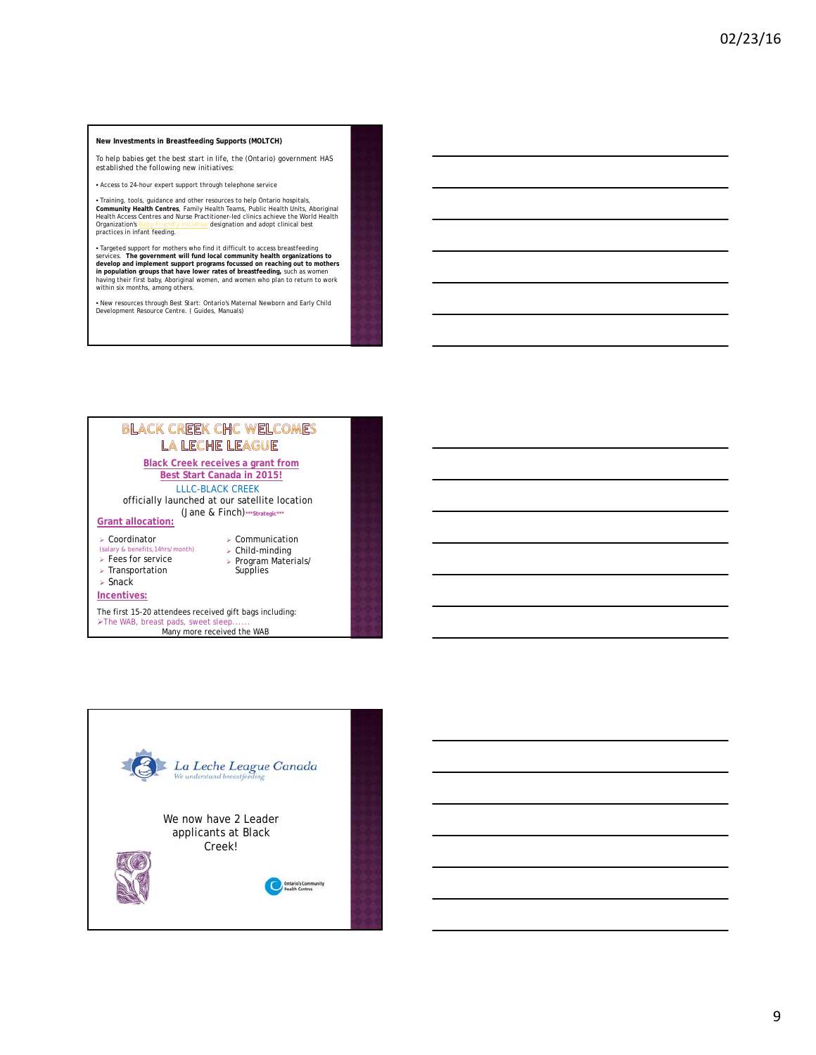**New Investments in Breastfeeding Supports (MOLTCH)**

To help babies get the best start in life, the (Ontario) government HAS established the following new initiatives:

• Access to 24-hour expert support through telephone service

• Training, tools, guidance and other resources to help Ontario hospitals, **Community Health Centres**, Family Health Teams, Public Health Units, Aboriginal Health Access Centres and Nurse Practitioner-led clinics achieve the World Health Organization's Baby-Friendly Initiative designation and adopt clinical best practices in infant feeding.

• Targeted support for mothers who find it difficult to access breastfeeding services. **The government will fund local community health organizations to develop and implement support programs focussed on reaching out to mothers in population groups that have lower rates of breastfeeding,** such as women having their first baby, Aboriginal women, and women who plan to return to work within six months, among others.

• New resources through Best Start: Ontario's Maternal Newborn and Early Child Development Resource Centre. ( Guides, Manuals)

# BLACK CREEK CHC WELCOMES LA LECHE LEAGUE

**Black Creek receives a grant from Best Start Canada in 2015!**

LLLC-BLACK CREEK officially launched at our satellite location (Jane & Finch)***Strategic***

**Grant allocation:**

- Coordinator (salary & benefits,14hrs/month)
- Fees for service
- Transportation
- Snack
- Communication
- Child-minding
- Program Materials/ Supplies

**Incentives:**

The first 15-20 attendees received gift bags including:

- The WAB, breast pads, sweet sleep......

Many more received the WAB

La Leche League Canada
*We understand breastfeeding*

We now have 2 Leader applicants at Black Creek!

Ontario's Community Health Centres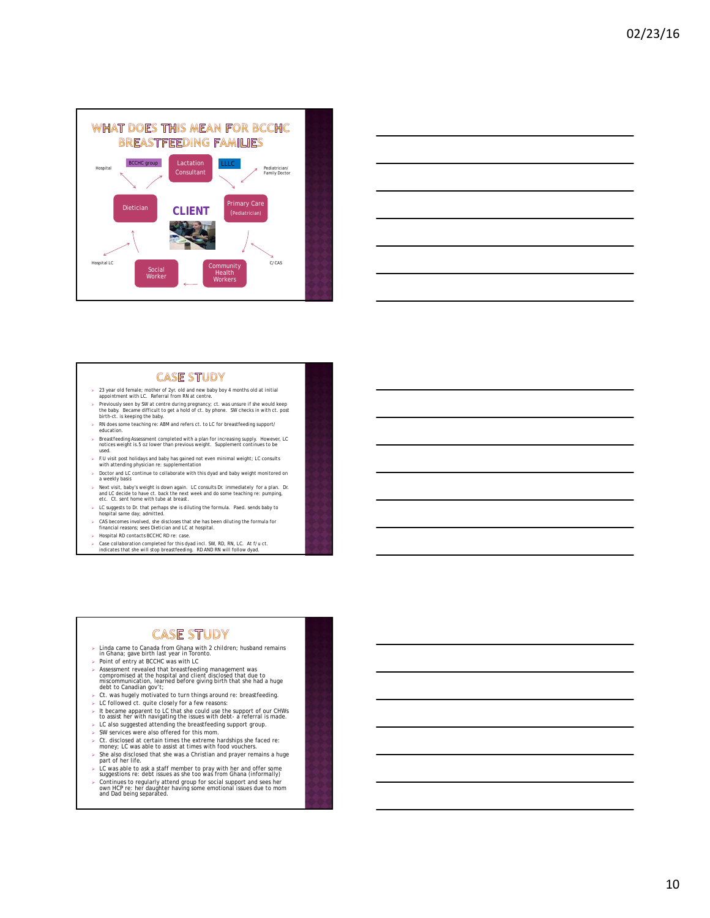## WHAT DOES THIS MEAN FOR BCCHC BREASTFEEDING FAMILIES

Hospital

BCCHC group

Lactation Consultant

LLLC

Pediatrician/ Family Doctor

Dietician

CLIENT

Primary Care (Pediatrician)

Hospital LC

Social Worker

Community Health Workers

C/CAS

## CASE STUDY

- 23 year old female; mother of 2yr. old and new baby boy 4 months old at initial appointment with LC. Referral from RN at centre.
- Previously seen by SW at centre during pregnancy; ct. was unsure if she would keep the baby. Became difficult to get a hold of ct. by phone. SW checks in with ct. post birth-ct. is keeping the baby.
- RN does some teaching re: ABM and refers ct. to LC for breastfeeding support/ education.
- Breastfeeding Assessment completed with a plan for increasing supply. However, LC notices weight is.5 oz lower than previous weight. Supplement continues to be used.
- F.U visit post holidays and baby has gained not even minimal weight; LC consults with attending physician re: supplementation
- Doctor and LC continue to collaborate with this dyad and baby weight monitored on a weekly basis
- Next visit, baby's weight is down again. LC consults Dr. immediately for a plan. Dr. and LC decide to have ct. back the next week and do some teaching re: pumping, etc. Ct. sent home with tube at breast.
- LC suggests to Dr. that perhaps she is diluting the formula. Paed. sends baby to hospital same day; admitted.
- CAS becomes involved, she discloses that she has been diluting the formula for financial reasons; sees Dietician and LC at hospital.
- Hospital RD contacts BCCHC RD re: case.
- Case collaboration completed for this dyad incl. SW, RD, RN, LC. At f/u ct. indicates that she will stop breastfeeding. RD AND RN will follow dyad.

## CASE STUDY

- Linda came to Canada from Ghana with 2 children; husband remains in Ghana; gave birth last year in Toronto.
- Point of entry at BCCHC was with LC
- Assessment revealed that breastfeeding management was compromised at the hospital and client disclosed that due to miscommunication, learned before giving birth that she had a huge debt to Canadian gov't;
- Ct. was hugely motivated to turn things around re: breastfeeding.
- LC followed ct. quite closely for a few reasons:
- It became apparent to LC that she could use the support of our CHWs to assist her with navigating the issues with debt- a referral is made.
- LC also suggested attending the breastfeeding support group.
- SW services were also offered for this mom.
- Ct. disclosed at certain times the extreme hardships she faced re: money; LC was able to assist at times with food vouchers.
- She also disclosed that she was a Christian and prayer remains a huge part of her life.
- LC was able to ask a staff member to pray with her and offer some suggestions re: debt issues as she too was from Ghana (informally)
- Continues to regularly attend group for social support and sees her own HCP re: her daughter having some emotional issues due to mom and Dad being separated.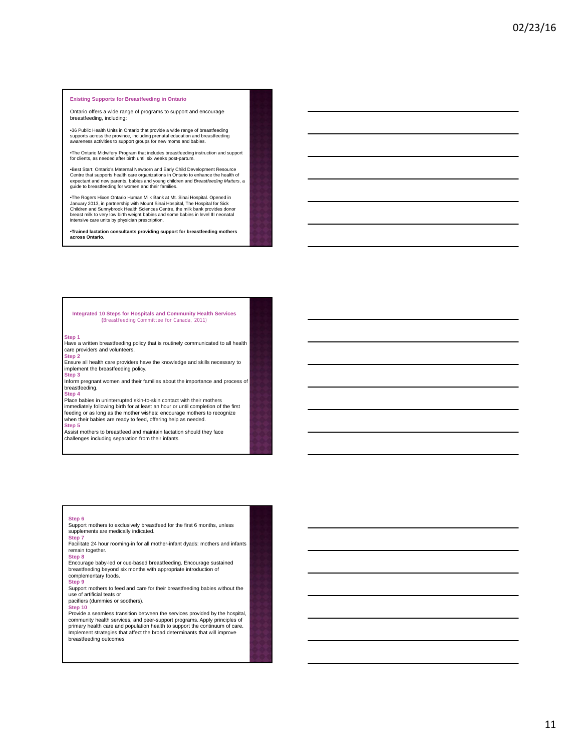## Existing Supports for Breastfeeding in Ontario

Ontario offers a wide range of programs to support and encourage breastfeeding, including:

•36 Public Health Units in Ontario that provide a wide range of breastfeeding supports across the province, including prenatal education and breastfeeding awareness activities to support groups for new moms and babies.

•The Ontario Midwifery Program that includes breastfeeding instruction and support for clients, as needed after birth until six weeks post-partum.

•Best Start: Ontario's Maternal Newborn and Early Child Development Resource Centre that supports health care organizations in Ontario to enhance the health of expectant and new parents, babies and young children and *Breastfeeding Matters*, a guide to breastfeeding for women and their families.

•The Rogers Hixon Ontario Human Milk Bank at Mt. Sinai Hospital. Opened in January 2013, in partnership with Mount Sinai Hospital, The Hospital for Sick Children and Sunnybrook Health Sciences Centre, the milk bank provides donor breast milk to very low birth weight babies and some babies in level III neonatal intensive care units by physician prescription.

•**Trained lactation consultants providing support for breastfeeding mothers across Ontario.**

## Integrated 10 Steps for Hospitals and Community Health Services (Breastfeeding Committee for Canada, 2011)

**Step 1**
Have a written breastfeeding policy that is routinely communicated to all health care providers and volunteers.

**Step 2**
Ensure all health care providers have the knowledge and skills necessary to implement the breastfeeding policy.

**Step 3**
Inform pregnant women and their families about the importance and process of breastfeeding.

**Step 4**
Place babies in uninterrupted skin-to-skin contact with their mothers immediately following birth for at least an hour or until completion of the first feeding or as long as the mother wishes: encourage mothers to recognize when their babies are ready to feed, offering help as needed.

**Step 5**
Assist mothers to breastfeed and maintain lactation should they face challenges including separation from their infants.

**Step 6**
Support mothers to exclusively breastfeed for the first 6 months, unless supplements are medically indicated.

**Step 7**
Facilitate 24 hour rooming-in for all mother-infant dyads: mothers and infants remain together.

**Step 8**
Encourage baby-led or cue-based breastfeeding. Encourage sustained breastfeeding beyond six months with appropriate introduction of complementary foods.

**Step 9**
Support mothers to feed and care for their breastfeeding babies without the use of artificial teats or pacifiers (dummies or soothers).

**Step 10**
Provide a seamless transition between the services provided by the hospital, community health services, and peer-support programs. Apply principles of primary health care and population health to support the continuum of care. Implement strategies that affect the broad determinants that will improve breastfeeding outcomes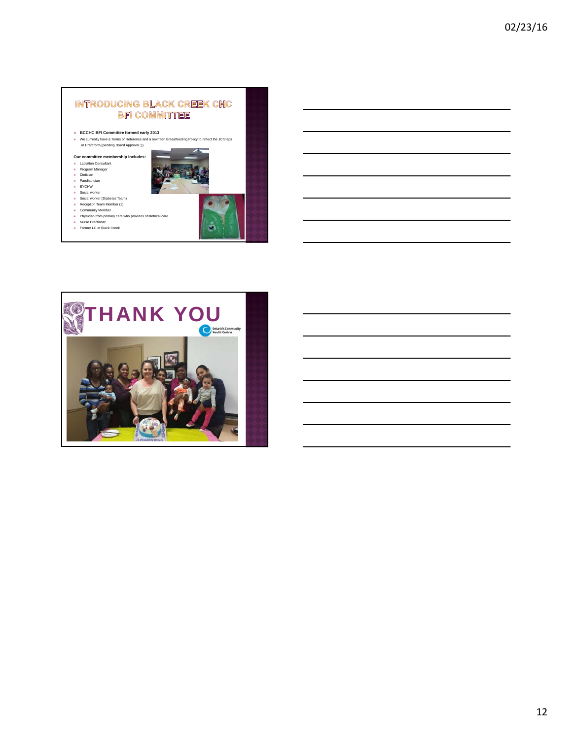# INTRODUCING BLACK CREEK CHC BFI COMMITTEE

- **BCCHC BFI Committee formed early 2013**
- We currently have a Terms of Reference and a rewritten Breastfeeding Policy to reflect the 10 Steps in Draft form (pending Board Approval ;))

**Our committee membership includes:**

- Lactation Consultant
- Program Manager
- Dietician
- Paediatrician
- EYCHW
- Social worker
- Social worker (Diabetes Team)
- Reception Team Member (2)
- Community Member
- Physician from primary care who provides obstetrical care
- Nurse Practioner
- Former LC at Black Creek

# THANK YOU

Ontario's Community Health Centres